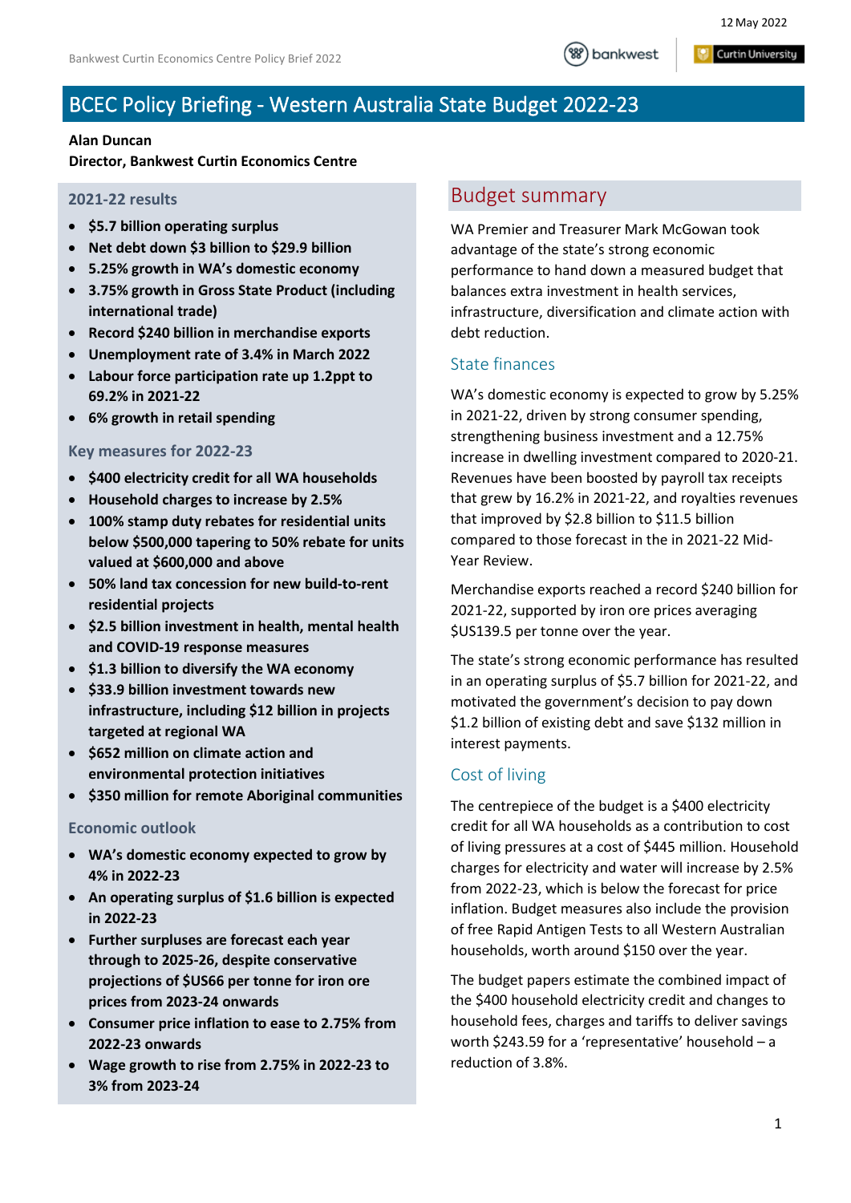12 May 2022

# BCEC Policy Briefing - Western Australia State Budget 2022-23

**Alan Duncan**
**Director, Bankwest Curtin Economics Centre**

### 2021-22 results

- **$5.7 billion operating surplus**
- **Net debt down $3 billion to $29.9 billion**
- **5.25% growth in WA's domestic economy**
- **3.75% growth in Gross State Product (including international trade)**
- **Record $240 billion in merchandise exports**
- **Unemployment rate of 3.4% in March 2022**
- **Labour force participation rate up 1.2ppt to 69.2% in 2021-22**
- **6% growth in retail spending**

### Key measures for 2022-23

- **$400 electricity credit for all WA households**
- **Household charges to increase by 2.5%**
- **100% stamp duty rebates for residential units below $500,000 tapering to 50% rebate for units valued at $600,000 and above**
- **50% land tax concession for new build-to-rent residential projects**
- **$2.5 billion investment in health, mental health and COVID-19 response measures**
- **$1.3 billion to diversify the WA economy**
- **$33.9 billion investment towards new infrastructure, including $12 billion in projects targeted at regional WA**
- **$652 million on climate action and environmental protection initiatives**
- **$350 million for remote Aboriginal communities**

### Economic outlook

- **WA's domestic economy expected to grow by 4% in 2022-23**
- **An operating surplus of $1.6 billion is expected in 2022-23**
- **Further surpluses are forecast each year through to 2025-26, despite conservative projections of $US66 per tonne for iron ore prices from 2023-24 onwards**
- **Consumer price inflation to ease to 2.75% from 2022-23 onwards**
- **Wage growth to rise from 2.75% in 2022-23 to 3% from 2023-24**

## Budget summary

WA Premier and Treasurer Mark McGowan took advantage of the state's strong economic performance to hand down a measured budget that balances extra investment in health services, infrastructure, diversification and climate action with debt reduction.

### State finances

WA's domestic economy is expected to grow by 5.25% in 2021-22, driven by strong consumer spending, strengthening business investment and a 12.75% increase in dwelling investment compared to 2020-21. Revenues have been boosted by payroll tax receipts that grew by 16.2% in 2021-22, and royalties revenues that improved by $2.8 billion to $11.5 billion compared to those forecast in the in 2021-22 Mid-Year Review.

Merchandise exports reached a record $240 billion for 2021-22, supported by iron ore prices averaging $US139.5 per tonne over the year.

The state's strong economic performance has resulted in an operating surplus of $5.7 billion for 2021-22, and motivated the government's decision to pay down $1.2 billion of existing debt and save $132 million in interest payments.

### Cost of living

The centrepiece of the budget is a $400 electricity credit for all WA households as a contribution to cost of living pressures at a cost of $445 million. Household charges for electricity and water will increase by 2.5% from 2022-23, which is below the forecast for price inflation. Budget measures also include the provision of free Rapid Antigen Tests to all Western Australian households, worth around $150 over the year.

The budget papers estimate the combined impact of the $400 household electricity credit and changes to household fees, charges and tariffs to deliver savings worth $243.59 for a 'representative' household – a reduction of 3.8%.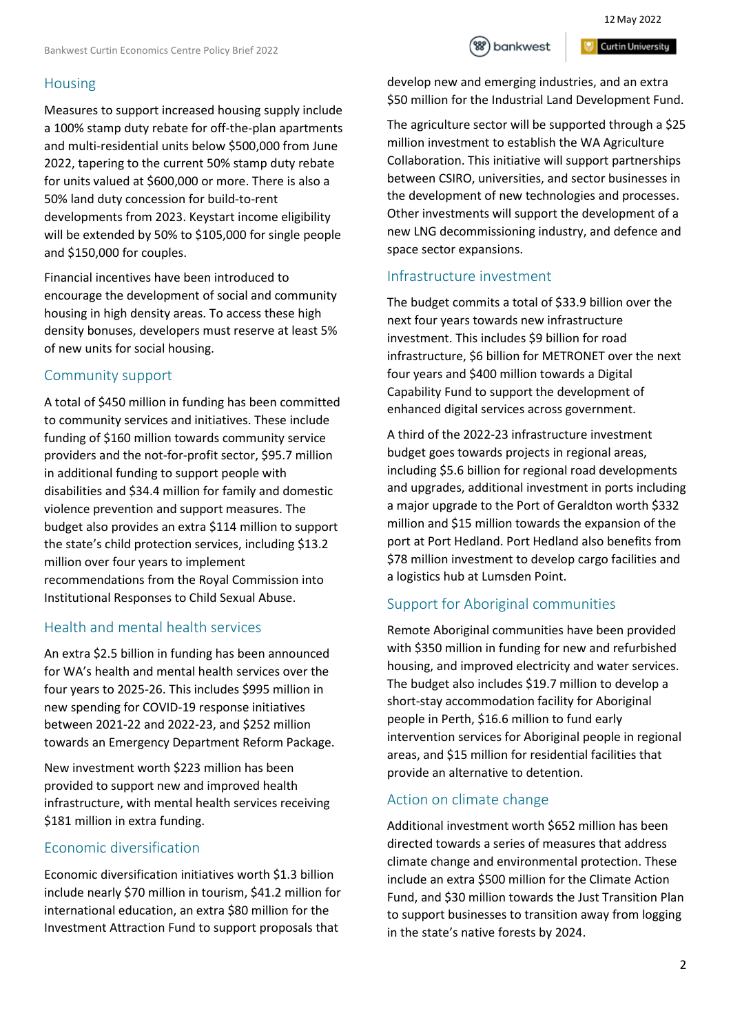## Housing

Measures to support increased housing supply include a 100% stamp duty rebate for off-the-plan apartments and multi-residential units below $500,000 from June 2022, tapering to the current 50% stamp duty rebate for units valued at $600,000 or more. There is also a 50% land duty concession for build-to-rent developments from 2023. Keystart income eligibility will be extended by 50% to $105,000 for single people and $150,000 for couples.

Financial incentives have been introduced to encourage the development of social and community housing in high density areas. To access these high density bonuses, developers must reserve at least 5% of new units for social housing.

## Community support

A total of $450 million in funding has been committed to community services and initiatives. These include funding of $160 million towards community service providers and the not-for-profit sector, $95.7 million in additional funding to support people with disabilities and $34.4 million for family and domestic violence prevention and support measures. The budget also provides an extra $114 million to support the state's child protection services, including $13.2 million over four years to implement recommendations from the Royal Commission into Institutional Responses to Child Sexual Abuse.

## Health and mental health services

An extra $2.5 billion in funding has been announced for WA's health and mental health services over the four years to 2025-26. This includes $995 million in new spending for COVID-19 response initiatives between 2021-22 and 2022-23, and $252 million towards an Emergency Department Reform Package.

New investment worth $223 million has been provided to support new and improved health infrastructure, with mental health services receiving $181 million in extra funding.

## Economic diversification

Economic diversification initiatives worth $1.3 billion include nearly $70 million in tourism, $41.2 million for international education, an extra $80 million for the Investment Attraction Fund to support proposals that develop new and emerging industries, and an extra $50 million for the Industrial Land Development Fund.

The agriculture sector will be supported through a $25 million investment to establish the WA Agriculture Collaboration. This initiative will support partnerships between CSIRO, universities, and sector businesses in the development of new technologies and processes. Other investments will support the development of a new LNG decommissioning industry, and defence and space sector expansions.

## Infrastructure investment

The budget commits a total of $33.9 billion over the next four years towards new infrastructure investment. This includes $9 billion for road infrastructure, $6 billion for METRONET over the next four years and $400 million towards a Digital Capability Fund to support the development of enhanced digital services across government.

A third of the 2022-23 infrastructure investment budget goes towards projects in regional areas, including $5.6 billion for regional road developments and upgrades, additional investment in ports including a major upgrade to the Port of Geraldton worth $332 million and $15 million towards the expansion of the port at Port Hedland. Port Hedland also benefits from $78 million investment to develop cargo facilities and a logistics hub at Lumsden Point.

## Support for Aboriginal communities

Remote Aboriginal communities have been provided with $350 million in funding for new and refurbished housing, and improved electricity and water services. The budget also includes $19.7 million to develop a short-stay accommodation facility for Aboriginal people in Perth, $16.6 million to fund early intervention services for Aboriginal people in regional areas, and $15 million for residential facilities that provide an alternative to detention.

## Action on climate change

Additional investment worth $652 million has been directed towards a series of measures that address climate change and environmental protection. These include an extra $500 million for the Climate Action Fund, and $30 million towards the Just Transition Plan to support businesses to transition away from logging in the state's native forests by 2024.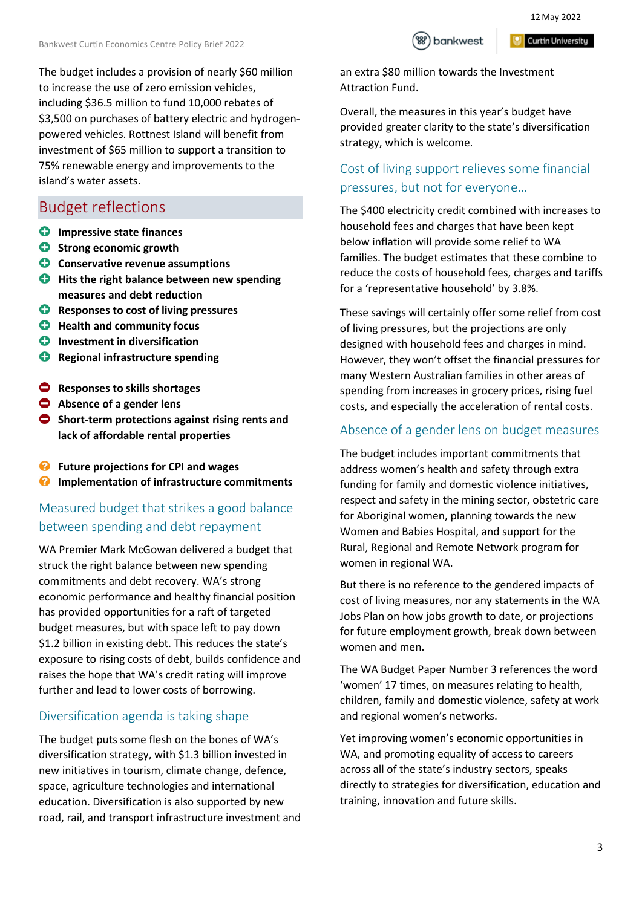The budget includes a provision of nearly $60 million to increase the use of zero emission vehicles, including $36.5 million to fund 10,000 rebates of $3,500 on purchases of battery electric and hydrogen-powered vehicles. Rottnest Island will benefit from investment of $65 million to support a transition to 75% renewable energy and improvements to the island's water assets.

## Budget reflections

- ➕ **Impressive state finances**
- ➕ **Strong economic growth**
- ➕ **Conservative revenue assumptions**
- ➕ **Hits the right balance between new spending measures and debt reduction**
- ➕ **Responses to cost of living pressures**
- ➕ **Health and community focus**
- ➕ **Investment in diversification**
- ➕ **Regional infrastructure spending**

- ➖ **Responses to skills shortages**
- ➖ **Absence of a gender lens**
- ➖ **Short-term protections against rising rents and lack of affordable rental properties**

- ❓ **Future projections for CPI and wages**
- ❓ **Implementation of infrastructure commitments**

### Measured budget that strikes a good balance between spending and debt repayment

WA Premier Mark McGowan delivered a budget that struck the right balance between new spending commitments and debt recovery. WA's strong economic performance and healthy financial position has provided opportunities for a raft of targeted budget measures, but with space left to pay down $1.2 billion in existing debt. This reduces the state's exposure to rising costs of debt, builds confidence and raises the hope that WA's credit rating will improve further and lead to lower costs of borrowing.

### Diversification agenda is taking shape

The budget puts some flesh on the bones of WA's diversification strategy, with $1.3 billion invested in new initiatives in tourism, climate change, defence, space, agriculture technologies and international education. Diversification is also supported by new road, rail, and transport infrastructure investment and an extra $80 million towards the Investment Attraction Fund.

Overall, the measures in this year's budget have provided greater clarity to the state's diversification strategy, which is welcome.

### Cost of living support relieves some financial pressures, but not for everyone…

The $400 electricity credit combined with increases to household fees and charges that have been kept below inflation will provide some relief to WA families. The budget estimates that these combine to reduce the costs of household fees, charges and tariffs for a 'representative household' by 3.8%.

These savings will certainly offer some relief from cost of living pressures, but the projections are only designed with household fees and charges in mind. However, they won't offset the financial pressures for many Western Australian families in other areas of spending from increases in grocery prices, rising fuel costs, and especially the acceleration of rental costs.

### Absence of a gender lens on budget measures

The budget includes important commitments that address women's health and safety through extra funding for family and domestic violence initiatives, respect and safety in the mining sector, obstetric care for Aboriginal women, planning towards the new Women and Babies Hospital, and support for the Rural, Regional and Remote Network program for women in regional WA.

But there is no reference to the gendered impacts of cost of living measures, nor any statements in the WA Jobs Plan on how jobs growth to date, or projections for future employment growth, break down between women and men.

The WA Budget Paper Number 3 references the word 'women' 17 times, on measures relating to health, children, family and domestic violence, safety at work and regional women's networks.

Yet improving women's economic opportunities in WA, and promoting equality of access to careers across all of the state's industry sectors, speaks directly to strategies for diversification, education and training, innovation and future skills.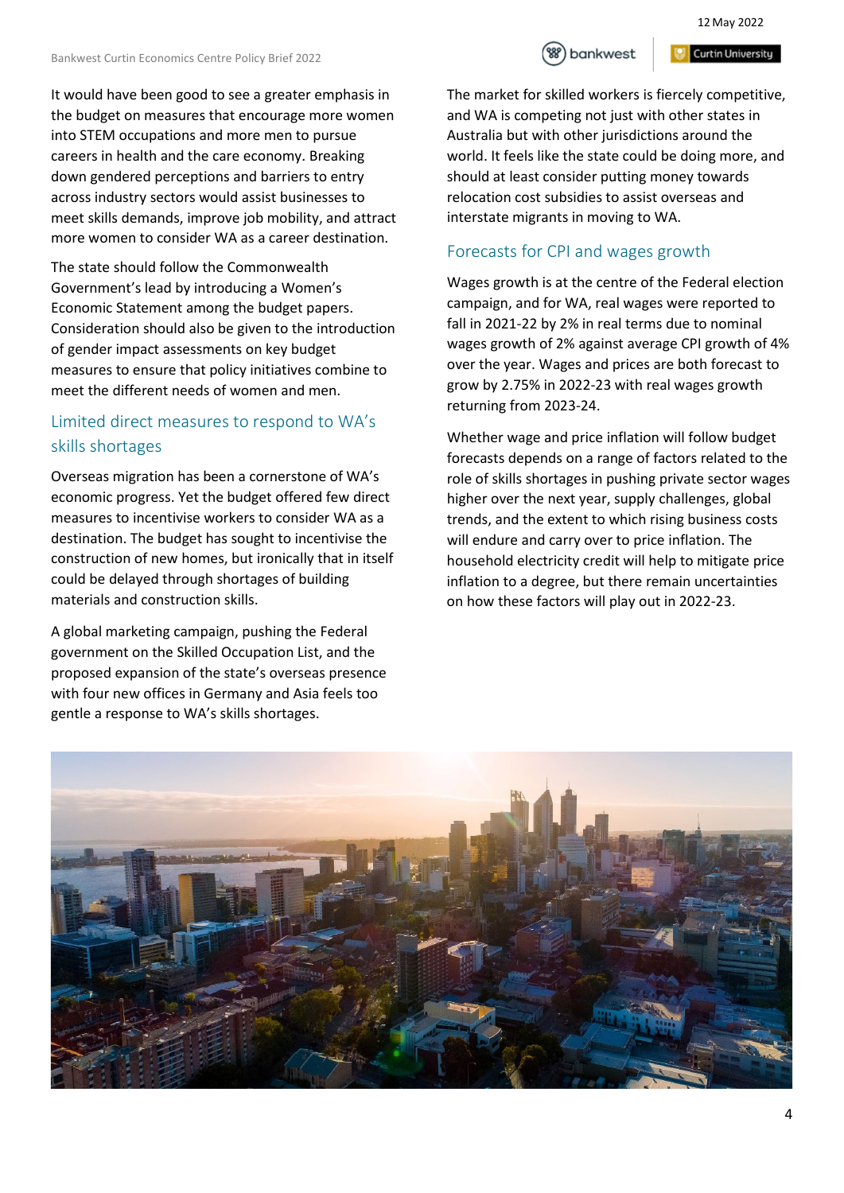It would have been good to see a greater emphasis in the budget on measures that encourage more women into STEM occupations and more men to pursue careers in health and the care economy. Breaking down gendered perceptions and barriers to entry across industry sectors would assist businesses to meet skills demands, improve job mobility, and attract more women to consider WA as a career destination.

The state should follow the Commonwealth Government's lead by introducing a Women's Economic Statement among the budget papers. Consideration should also be given to the introduction of gender impact assessments on key budget measures to ensure that policy initiatives combine to meet the different needs of women and men.

## Limited direct measures to respond to WA's skills shortages

Overseas migration has been a cornerstone of WA's economic progress. Yet the budget offered few direct measures to incentivise workers to consider WA as a destination. The budget has sought to incentivise the construction of new homes, but ironically that in itself could be delayed through shortages of building materials and construction skills.

A global marketing campaign, pushing the Federal government on the Skilled Occupation List, and the proposed expansion of the state's overseas presence with four new offices in Germany and Asia feels too gentle a response to WA's skills shortages.

The market for skilled workers is fiercely competitive, and WA is competing not just with other states in Australia but with other jurisdictions around the world. It feels like the state could be doing more, and should at least consider putting money towards relocation cost subsidies to assist overseas and interstate migrants in moving to WA.

## Forecasts for CPI and wages growth

Wages growth is at the centre of the Federal election campaign, and for WA, real wages were reported to fall in 2021-22 by 2% in real terms due to nominal wages growth of 2% against average CPI growth of 4% over the year. Wages and prices are both forecast to grow by 2.75% in 2022-23 with real wages growth returning from 2023-24.

Whether wage and price inflation will follow budget forecasts depends on a range of factors related to the role of skills shortages in pushing private sector wages higher over the next year, supply challenges, global trends, and the extent to which rising business costs will endure and carry over to price inflation. The household electricity credit will help to mitigate price inflation to a degree, but there remain uncertainties on how these factors will play out in 2022-23.